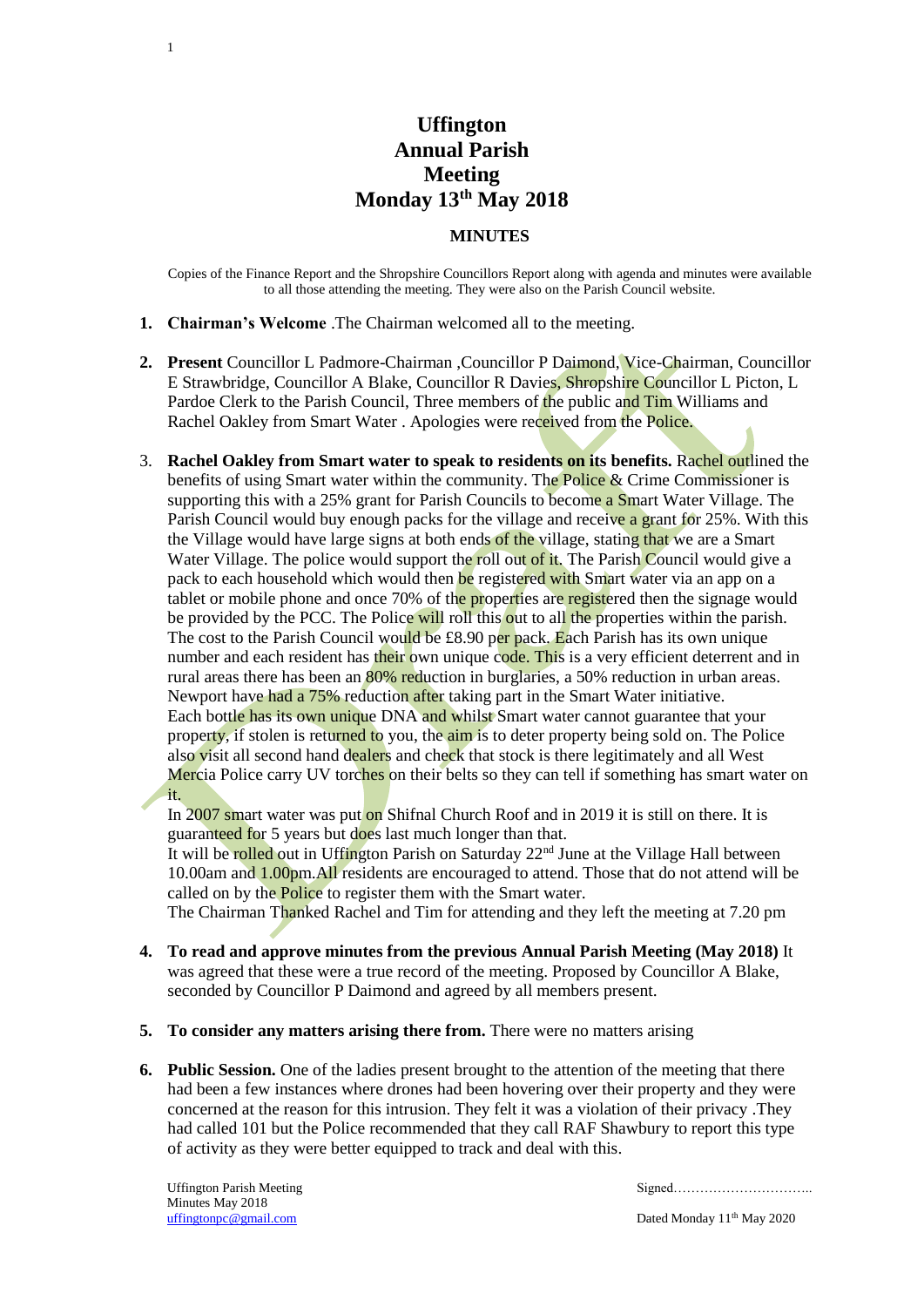# Uffington Annual Parish Meeting Monday 13th May 2018

## MINUTES

Copies of the Finance Report and the Shropshire Councillors Report along with agenda and minutes were available to all those attending the meeting. They were also on the Parish Council website.

1. **Chairman's Welcome** .The Chairman welcomed all to the meeting.

2. **Present** Councillor L Padmore-Chairman ,Councillor P Daimond, Vice-Chairman, Councillor E Strawbridge, Councillor A Blake, Councillor R Davies, Shropshire Councillor L Picton, L Pardoe Clerk to the Parish Council, Three members of the public and Tim Williams and Rachel Oakley from Smart Water . Apologies were received from the Police.

3. **Rachel Oakley from Smart water to speak to residents on its benefits.** Rachel outlined the benefits of using Smart water within the community. The Police & Crime Commissioner is supporting this with a 25% grant for Parish Councils to become a Smart Water Village. The Parish Council would buy enough packs for the village and receive a grant for 25%. With this the Village would have large signs at both ends of the village, stating that we are a Smart Water Village. The police would support the roll out of it. The Parish Council would give a pack to each household which would then be registered with Smart water via an app on a tablet or mobile phone and once 70% of the properties are registered then the signage would be provided by the PCC. The Police will roll this out to all the properties within the parish. The cost to the Parish Council would be £8.90 per pack. Each Parish has its own unique number and each resident has their own unique code. This is a very efficient deterrent and in rural areas there has been an 80% reduction in burglaries, a 50% reduction in urban areas. Newport have had a 75% reduction after taking part in the Smart Water initiative.
   Each bottle has its own unique DNA and whilst Smart water cannot guarantee that your property, if stolen is returned to you, the aim is to deter property being sold on. The Police also visit all second hand dealers and check that stock is there legitimately and all West Mercia Police carry UV torches on their belts so they can tell if something has smart water on it.
   In 2007 smart water was put on Shifnal Church Roof and in 2019 it is still on there. It is guaranteed for 5 years but does last much longer than that.
   It will be rolled out in Uffington Parish on Saturday 22nd June at the Village Hall between 10.00am and 1.00pm.All residents are encouraged to attend. Those that do not attend will be called on by the Police to register them with the Smart water.
   The Chairman Thanked Rachel and Tim for attending and they left the meeting at 7.20 pm

4. **To read and approve minutes from the previous Annual Parish Meeting (May 2018)** It was agreed that these were a true record of the meeting. Proposed by Councillor A Blake, seconded by Councillor P Daimond and agreed by all members present.

5. **To consider any matters arising there from.** There were no matters arising

6. **Public Session.** One of the ladies present brought to the attention of the meeting that there had been a few instances where drones had been hovering over their property and they were concerned at the reason for this intrusion. They felt it was a violation of their privacy .They had called 101 but the Police recommended that they call RAF Shawbury to report this type of activity as they were better equipped to track and deal with this.

Uffington Parish Meeting
Minutes May 2018
uffingtonpc@gmail.com

Signed…………………………..

Dated Monday 11th May 2020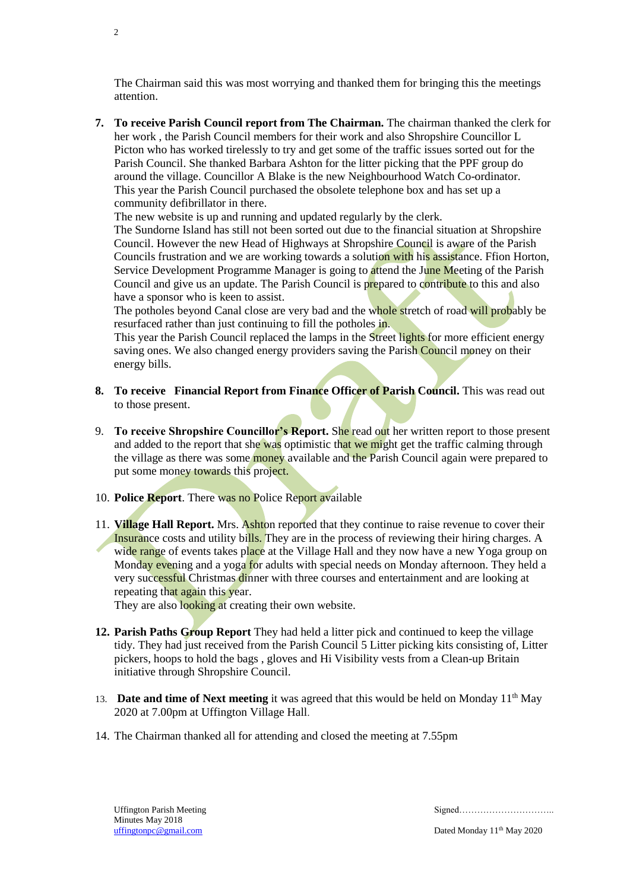The Chairman said this was most worrying and thanked them for bringing this the meetings attention.

7. **To receive Parish Council report from The Chairman.** The chairman thanked the clerk for her work , the Parish Council members for their work and also Shropshire Councillor L Picton who has worked tirelessly to try and get some of the traffic issues sorted out for the Parish Council. She thanked Barbara Ashton for the litter picking that the PPF group do around the village. Councillor A Blake is the new Neighbourhood Watch Co-ordinator. This year the Parish Council purchased the obsolete telephone box and has set up a community defibrillator in there.
   The new website is up and running and updated regularly by the clerk.
   The Sundorne Island has still not been sorted out due to the financial situation at Shropshire Council. However the new Head of Highways at Shropshire Council is aware of the Parish Councils frustration and we are working towards a solution with his assistance. Ffion Horton, Service Development Programme Manager is going to attend the June Meeting of the Parish Council and give us an update. The Parish Council is prepared to contribute to this and also have a sponsor who is keen to assist.
   The potholes beyond Canal close are very bad and the whole stretch of road will probably be resurfaced rather than just continuing to fill the potholes in.
   This year the Parish Council replaced the lamps in the Street lights for more efficient energy saving ones. We also changed energy providers saving the Parish Council money on their energy bills.

8. **To receive Financial Report from Finance Officer of Parish Council.** This was read out to those present.

9. **To receive Shropshire Councillor's Report.** She read out her written report to those present and added to the report that she was optimistic that we might get the traffic calming through the village as there was some money available and the Parish Council again were prepared to put some money towards this project.

10. **Police Report**. There was no Police Report available

11. **Village Hall Report.** Mrs. Ashton reported that they continue to raise revenue to cover their Insurance costs and utility bills. They are in the process of reviewing their hiring charges. A wide range of events takes place at the Village Hall and they now have a new Yoga group on Monday evening and a yoga for adults with special needs on Monday afternoon. They held a very successful Christmas dinner with three courses and entertainment and are looking at repeating that again this year.
    They are also looking at creating their own website.

12. **Parish Paths Group Report** They had held a litter pick and continued to keep the village tidy. They had just received from the Parish Council 5 Litter picking kits consisting of, Litter pickers, hoops to hold the bags , gloves and Hi Visibility vests from a Clean-up Britain initiative through Shropshire Council.

13. **Date and time of Next meeting** it was agreed that this would be held on Monday 11th May 2020 at 7.00pm at Uffington Village Hall.

14. The Chairman thanked all for attending and closed the meeting at 7.55pm

Uffington Parish Meeting
Minutes May 2018
uffingtonpc@gmail.com

Signed…………………………..

Dated Monday 11th May 2020